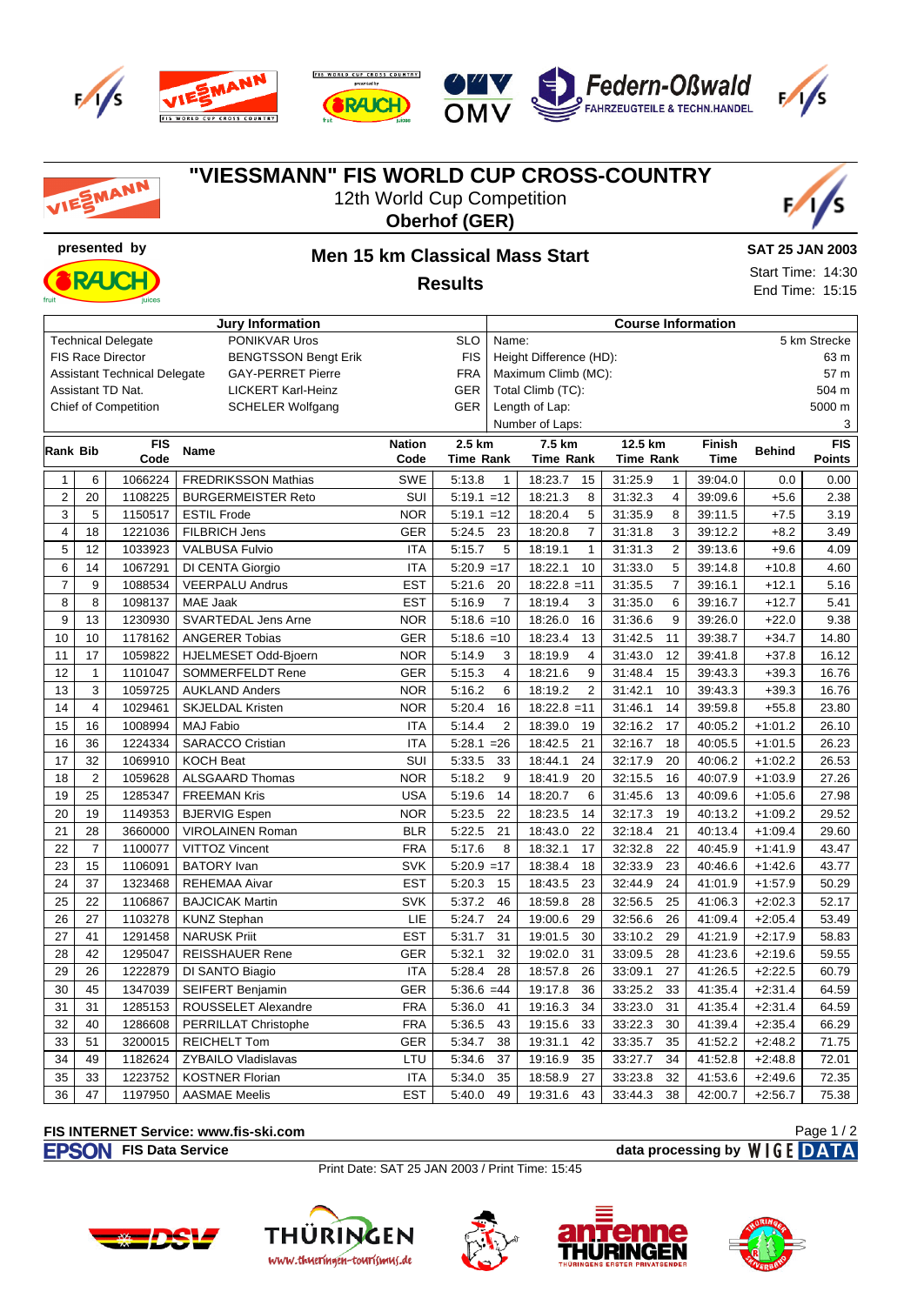# "VIESSMANN" FIS WORLD CUP CROSS-COUNTRY

12th World Cup Competition

**Oberhof (GER)**

**presented by**

## Men 15 km Classical Mass Start

**Results**

**SAT 25 JAN 2003**

Start Time: 14:30

End Time: 15:15

| Jury Information | | | Course Information | |
|---|---|---|---|---|
| Technical Delegate | PONIKVAR Uros | SLO | Name: | 5 km Strecke |
| FIS Race Director | BENGTSSON Bengt Erik | FIS | Height Difference (HD): | 63 m |
| Assistant Technical Delegate | GAY-PERRET Pierre | FRA | Maximum Climb (MC): | 57 m |
| Assistant TD Nat. | LICKERT Karl-Heinz | GER | Total Climb (TC): | 504 m |
| Chief of Competition | SCHELER Wolfgang | GER | Length of Lap: | 5000 m |
| | | | Number of Laps: | 3 |

| Rank | Bib | FIS Code | Name | Nation Code | 2.5 km Time | Rank | 7.5 km Time | Rank | 12.5 km Time | Rank | Finish Time | Behind | FIS Points |
|---|---|---|---|---|---|---|---|---|---|---|---|---|---|
| 1 | 6 | 1066224 | FREDRIKSSON Mathias | SWE | 5:13.8 | 1 | 18:23.7 | 15 | 31:25.9 | 1 | 39:04.0 | 0.0 | 0.00 |
| 2 | 20 | 1108225 | BURGERMEISTER Reto | SUI | 5:19.1 | =12 | 18:21.3 | 8 | 31:32.3 | 4 | 39:09.6 | +5.6 | 2.38 |
| 3 | 5 | 1150517 | ESTIL Frode | NOR | 5:19.1 | =12 | 18:20.4 | 5 | 31:35.9 | 8 | 39:11.5 | +7.5 | 3.19 |
| 4 | 18 | 1221036 | FILBRICH Jens | GER | 5:24.5 | 23 | 18:20.8 | 7 | 31:31.8 | 3 | 39:12.2 | +8.2 | 3.49 |
| 5 | 12 | 1033923 | VALBUSA Fulvio | ITA | 5:15.7 | 5 | 18:19.1 | 1 | 31:31.3 | 2 | 39:13.6 | +9.6 | 4.09 |
| 6 | 14 | 1067291 | DI CENTA Giorgio | ITA | 5:20.9 | =17 | 18:22.1 | 10 | 31:33.0 | 5 | 39:14.8 | +10.8 | 4.60 |
| 7 | 9 | 1088534 | VEERPALU Andrus | EST | 5:21.6 | 20 | 18:22.8 | =11 | 31:35.5 | 7 | 39:16.1 | +12.1 | 5.16 |
| 8 | 8 | 1098137 | MAE Jaak | EST | 5:16.9 | 7 | 18:19.4 | 3 | 31:35.0 | 6 | 39:16.7 | +12.7 | 5.41 |
| 9 | 13 | 1230930 | SVARTEDAL Jens Arne | NOR | 5:18.6 | =10 | 18:26.0 | 16 | 31:36.6 | 9 | 39:26.0 | +22.0 | 9.38 |
| 10 | 10 | 1178162 | ANGERER Tobias | GER | 5:18.6 | =10 | 18:23.4 | 13 | 31:42.5 | 11 | 39:38.7 | +34.7 | 14.80 |
| 11 | 17 | 1059822 | HJELMESET Odd-Bjoern | NOR | 5:14.9 | 3 | 18:19.9 | 4 | 31:43.0 | 12 | 39:41.8 | +37.8 | 16.12 |
| 12 | 1 | 1101047 | SOMMERFELDT Rene | GER | 5:15.3 | 4 | 18:21.6 | 9 | 31:48.4 | 15 | 39:43.3 | +39.3 | 16.76 |
| 13 | 3 | 1059725 | AUKLAND Anders | NOR | 5:16.2 | 6 | 18:19.2 | 2 | 31:42.1 | 10 | 39:43.3 | +39.3 | 16.76 |
| 14 | 4 | 1029461 | SKJELDAL Kristen | NOR | 5:20.4 | 16 | 18:22.8 | =11 | 31:46.1 | 14 | 39:59.8 | +55.8 | 23.80 |
| 15 | 16 | 1008994 | MAJ Fabio | ITA | 5:14.4 | 2 | 18:39.0 | 19 | 32:16.2 | 17 | 40:05.2 | +1:01.2 | 26.10 |
| 16 | 36 | 1224334 | SARACCO Cristian | ITA | 5:28.1 | =26 | 18:42.5 | 21 | 32:16.7 | 18 | 40:05.5 | +1:01.5 | 26.23 |
| 17 | 32 | 1069910 | KOCH Beat | SUI | 5:33.5 | 33 | 18:44.1 | 24 | 32:17.9 | 20 | 40:06.2 | +1:02.2 | 26.53 |
| 18 | 2 | 1059628 | ALSGAARD Thomas | NOR | 5:18.2 | 9 | 18:41.9 | 20 | 32:15.5 | 16 | 40:07.9 | +1:03.9 | 27.26 |
| 19 | 25 | 1285347 | FREEMAN Kris | USA | 5:19.6 | 14 | 18:20.7 | 6 | 31:45.6 | 13 | 40:09.6 | +1:05.6 | 27.98 |
| 20 | 19 | 1149353 | BJERVIG Espen | NOR | 5:23.5 | 22 | 18:23.5 | 14 | 32:17.3 | 19 | 40:13.2 | +1:09.2 | 29.52 |
| 21 | 28 | 3660000 | VIROLAINEN Roman | BLR | 5:22.5 | 21 | 18:43.0 | 22 | 32:18.4 | 21 | 40:13.4 | +1:09.4 | 29.60 |
| 22 | 7 | 1100077 | VITTOZ Vincent | FRA | 5:17.6 | 8 | 18:32.1 | 17 | 32:32.8 | 22 | 40:45.9 | +1:41.9 | 43.47 |
| 23 | 15 | 1106091 | BATORY Ivan | SVK | 5:20.9 | =17 | 18:38.4 | 18 | 32:33.9 | 23 | 40:46.6 | +1:42.6 | 43.77 |
| 24 | 37 | 1323468 | REHEMAA Aivar | EST | 5:20.3 | 15 | 18:43.5 | 23 | 32:44.9 | 24 | 41:01.9 | +1:57.9 | 50.29 |
| 25 | 22 | 1106867 | BAJCICAK Martin | SVK | 5:37.2 | 46 | 18:59.8 | 28 | 32:56.5 | 25 | 41:06.3 | +2:02.3 | 52.17 |
| 26 | 27 | 1103278 | KUNZ Stephan | LIE | 5:24.7 | 24 | 19:00.6 | 29 | 32:56.6 | 26 | 41:09.4 | +2:05.4 | 53.49 |
| 27 | 41 | 1291458 | NARUSK Priit | EST | 5:31.7 | 31 | 19:01.5 | 30 | 33:10.2 | 29 | 41:21.9 | +2:17.9 | 58.83 |
| 28 | 42 | 1295047 | REISSHAUER Rene | GER | 5:32.1 | 32 | 19:02.0 | 31 | 33:09.5 | 28 | 41:23.6 | +2:19.6 | 59.55 |
| 29 | 26 | 1222879 | DI SANTO Biagio | ITA | 5:28.4 | 28 | 18:57.8 | 26 | 33:09.1 | 27 | 41:26.5 | +2:22.5 | 60.79 |
| 30 | 45 | 1347039 | SEIFERT Benjamin | GER | 5:36.6 | =44 | 19:17.8 | 36 | 33:25.2 | 33 | 41:35.4 | +2:31.4 | 64.59 |
| 31 | 31 | 1285153 | ROUSSELET Alexandre | FRA | 5:36.0 | 41 | 19:16.3 | 34 | 33:23.0 | 31 | 41:35.4 | +2:31.4 | 64.59 |
| 32 | 40 | 1286608 | PERRILLAT Christophe | FRA | 5:36.5 | 43 | 19:15.6 | 33 | 33:22.3 | 30 | 41:39.4 | +2:35.4 | 66.29 |
| 33 | 51 | 3200015 | REICHELT Tom | GER | 5:34.7 | 38 | 19:31.1 | 42 | 33:35.7 | 35 | 41:52.2 | +2:48.2 | 71.75 |
| 34 | 49 | 1182624 | ZYBAILO Vladislavas | LTU | 5:34.6 | 37 | 19:16.9 | 35 | 33:27.7 | 34 | 41:52.8 | +2:48.8 | 72.01 |
| 35 | 33 | 1223752 | KOSTNER Florian | ITA | 5:34.0 | 35 | 18:58.9 | 27 | 33:23.8 | 32 | 41:53.6 | +2:49.6 | 72.35 |
| 36 | 47 | 1197950 | AASMAE Meelis | EST | 5:40.0 | 49 | 19:31.6 | 43 | 33:44.3 | 38 | 42:00.7 | +2:56.7 | 75.38 |

**FIS INTERNET Service: www.fis-ski.com**

**FIS Data Service** | **data processing by WIGE DATA**

Print Date: SAT 25 JAN 2003 / Print Time: 15:45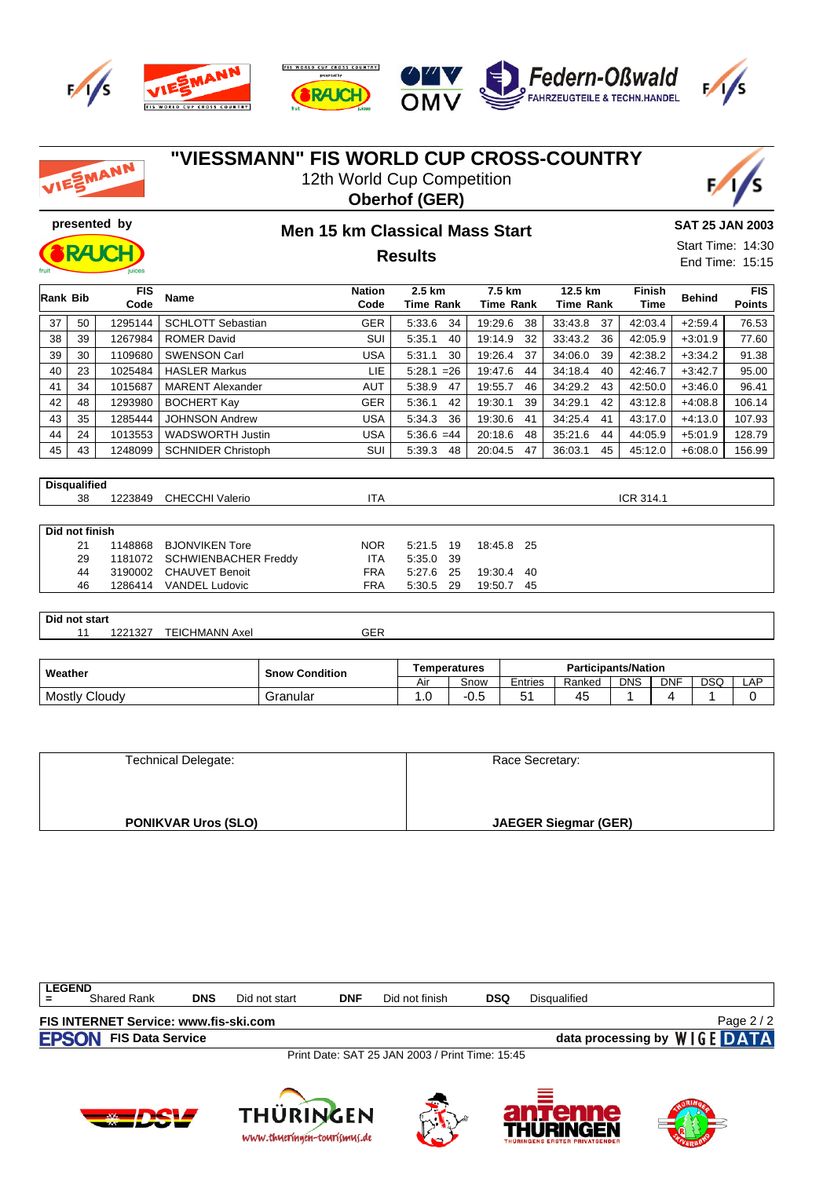# "VIESSMANN" FIS WORLD CUP CROSS-COUNTRY

12th World Cup Competition

**Oberhof (GER)**

**presented by**

## Men 15 km Classical Mass Start

## Results

**SAT 25 JAN 2003**

Start Time: 14:30

End Time: 15:15

| Rank | Bib | FIS Code | Name | Nation Code | 2.5 km Time | Rank | 7.5 km Time | Rank | 12.5 km Time | Rank | Finish Time | Behind | FIS Points |
|---|---|---|---|---|---|---|---|---|---|---|---|---|---|
| 37 | 50 | 1295144 | SCHLOTT Sebastian | GER | 5:33.6 | 34 | 19:29.6 | 38 | 33:43.8 | 37 | 42:03.4 | +2:59.4 | 76.53 |
| 38 | 39 | 1267984 | ROMER David | SUI | 5:35.1 | 40 | 19:14.9 | 32 | 33:43.2 | 36 | 42:05.9 | +3:01.9 | 77.60 |
| 39 | 30 | 1109680 | SWENSON Carl | USA | 5:31.1 | 30 | 19:26.4 | 37 | 34:06.0 | 39 | 42:38.2 | +3:34.2 | 91.38 |
| 40 | 23 | 1025484 | HASLER Markus | LIE | 5:28.1 | =26 | 19:47.6 | 44 | 34:18.4 | 40 | 42:46.7 | +3:42.7 | 95.00 |
| 41 | 34 | 1015687 | MARENT Alexander | AUT | 5:38.9 | 47 | 19:55.7 | 46 | 34:29.2 | 43 | 42:50.0 | +3:46.0 | 96.41 |
| 42 | 48 | 1293980 | BOCHERT Kay | GER | 5:36.1 | 42 | 19:30.1 | 39 | 34:29.1 | 42 | 43:12.8 | +4:08.8 | 106.14 |
| 43 | 35 | 1285444 | JOHNSON Andrew | USA | 5:34.3 | 36 | 19:30.6 | 41 | 34:25.4 | 41 | 43:17.0 | +4:13.0 | 107.93 |
| 44 | 24 | 1013553 | WADSWORTH Justin | USA | 5:36.6 | =44 | 20:18.6 | 48 | 35:21.6 | 44 | 44:05.9 | +5:01.9 | 128.79 |
| 45 | 43 | 1248099 | SCHNIDER Christoph | SUI | 5:39.3 | 48 | 20:04.5 | 47 | 36:03.1 | 45 | 45:12.0 | +6:08.0 | 156.99 |

**Disqualified**

| Bib | FIS Code | Name | Nation Code | Reason |
|---|---|---|---|---|
| 38 | 1223849 | CHECCHI Valerio | ITA | ICR 314.1 |

**Did not finish**

| Bib | FIS Code | Name | Nation Code | 2.5 km Time | Rank | 7.5 km Time | Rank |
|---|---|---|---|---|---|---|---|
| 21 | 1148868 | BJONVIKEN Tore | NOR | 5:21.5 | 19 | 18:45.8 | 25 |
| 29 | 1181072 | SCHWIENBACHER Freddy | ITA | 5:35.0 | 39 | | |
| 44 | 3190002 | CHAUVET Benoit | FRA | 5:27.6 | 25 | 19:30.4 | 40 |
| 46 | 1286414 | VANDEL Ludovic | FRA | 5:30.5 | 29 | 19:50.7 | 45 |

**Did not start**

| Bib | FIS Code | Name | Nation Code |
|---|---|---|---|
| 11 | 1221327 | TEICHMANN Axel | GER |

| Weather | Snow Condition | Temperatures | | Participants/Nation | | | | | |
|---|---|---|---|---|---|---|---|---|---|
| | | Air | Snow | Entries | Ranked | DNS | DNF | DSQ | LAP |
| Mostly Cloudy | Granular | 1.0 | -0.5 | 51 | 45 | 1 | 4 | 1 | 0 |

| Technical Delegate: | Race Secretary: |
|---|---|
| **PONIKVAR Uros (SLO)** | **JAEGER Siegmar (GER)** |

**LEGEND**
= Shared Rank **DNS** Did not start **DNF** Did not finish **DSQ** Disqualified

**FIS INTERNET Service: www.fis-ski.com**

**EPSON FIS Data Service** **data processing by WIGE DATA**

Print Date: SAT 25 JAN 2003 / Print Time: 15:45